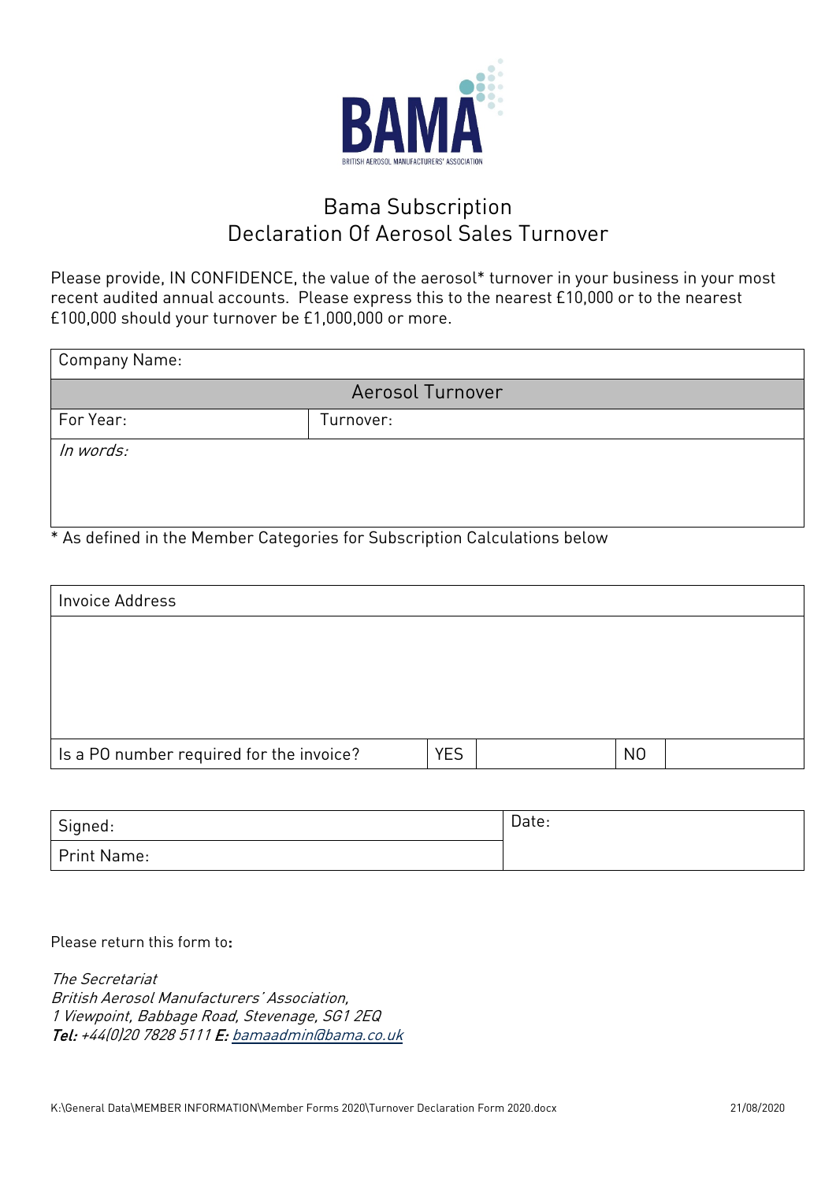BAMA

BRITISH AEROSOL MANUFACTURERS' ASSOCIATION

# Bama Subscription
# Declaration Of Aerosol Sales Turnover

Please provide, IN CONFIDENCE, the value of the aerosol* turnover in your business in your most recent audited annual accounts. Please express this to the nearest £10,000 or to the nearest £100,000 should your turnover be £1,000,000 or more.

| Company Name: | |
|---|---|
| **Aerosol Turnover** | |
| For Year: | Turnover: |
| *In words:* | |

* As defined in the Member Categories for Subscription Calculations below

| Invoice Address | | | | |
|---|---|---|---|---|
| | | | | |
| Is a PO number required for the invoice? | YES | | NO | |

| Signed: | Date: |
|---|---|
| Print Name: | |

Please return this form to**:**

*The Secretariat*
*British Aerosol Manufacturers' Association,*
*1 Viewpoint, Babbage Road, Stevenage, SG1 2EQ*
***Tel:*** *+44(0)20 7828 5111* ***E:*** *bamaadmin@bama.co.uk*

K:\General Data\MEMBER INFORMATION\Member Forms 2020\Turnover Declaration Form 2020.docx 21/08/2020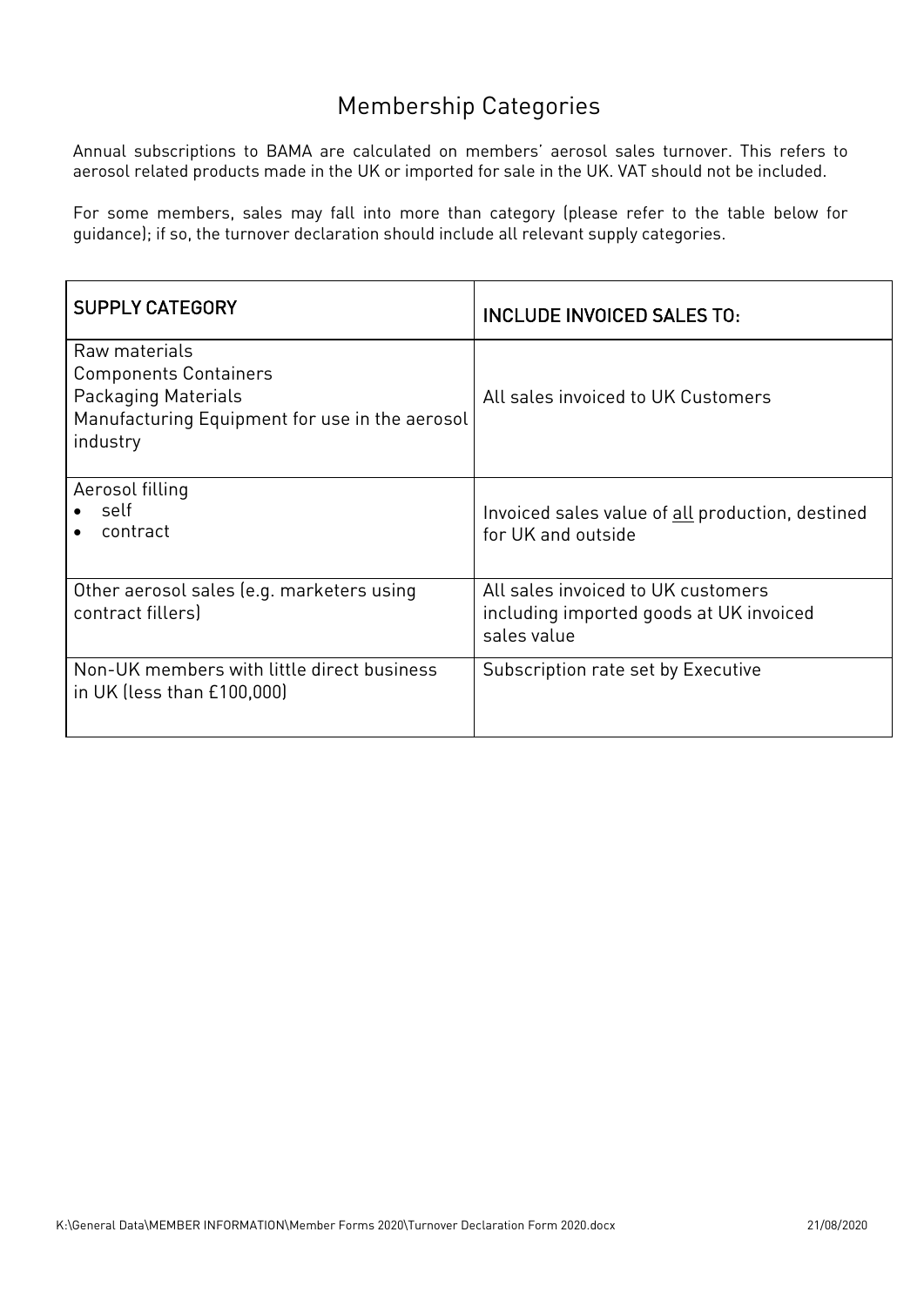# Membership Categories

Annual subscriptions to BAMA are calculated on members' aerosol sales turnover. This refers to aerosol related products made in the UK or imported for sale in the UK. VAT should not be included.

For some members, sales may fall into more than category (please refer to the table below for guidance); if so, the turnover declaration should include all relevant supply categories.

| SUPPLY CATEGORY | INCLUDE INVOICED SALES TO: |
|---|---|
| Raw materials<br>Components Containers<br>Packaging Materials<br>Manufacturing Equipment for use in the aerosol industry | All sales invoiced to UK Customers |
| Aerosol filling<br>• self<br>• contract | Invoiced sales value of <u>all</u> production, destined for UK and outside |
| Other aerosol sales (e.g. marketers using contract fillers) | All sales invoiced to UK customers including imported goods at UK invoiced sales value |
| Non-UK members with little direct business in UK (less than £100,000) | Subscription rate set by Executive |